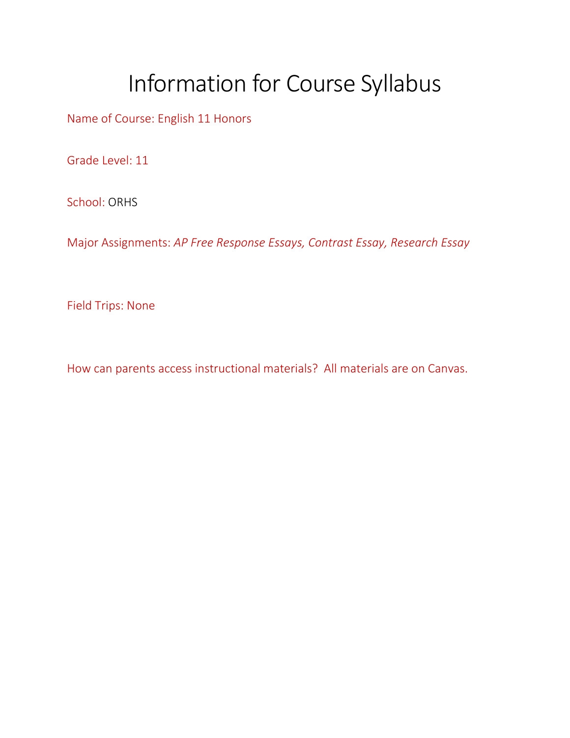# Information for Course Syllabus

Name of Course: English 11 Honors

Grade Level: 11

School: ORHS

Major Assignments: *AP Free Response Essays, Contrast Essay, Research Essay*

Field Trips: None

How can parents access instructional materials? All materials are on Canvas.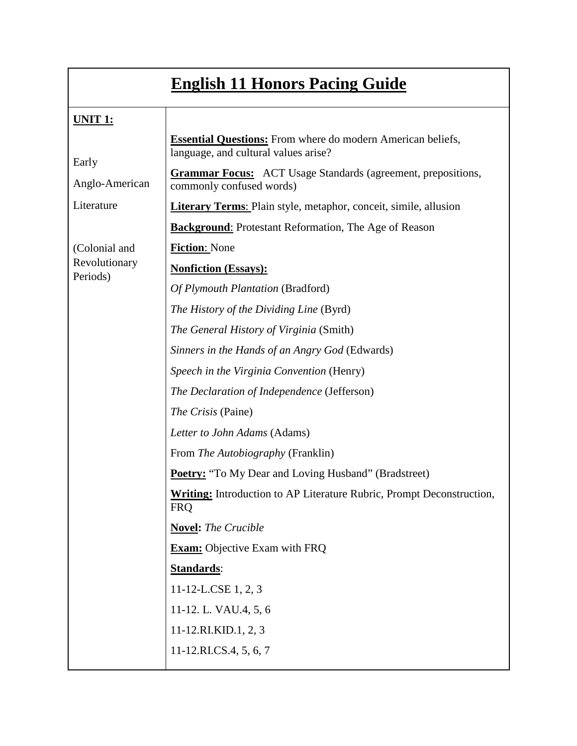# English 11 Honors Pacing Guide

| **UNIT 1:**<br><br>Early<br>Anglo-American<br>Literature<br><br>(Colonial and Revolutionary Periods) | **Essential Questions:** From where do modern American beliefs, language, and cultural values arise?<br><br>**Grammar Focus:** ACT Usage Standards (agreement, prepositions, commonly confused words)<br><br>**Literary Terms**: Plain style, metaphor, conceit, simile, allusion<br><br>**Background**: Protestant Reformation, The Age of Reason<br><br>**Fiction**: None<br><br>**Nonfiction (Essays):**<br><br>*Of Plymouth Plantation* (Bradford)<br><br>*The History of the Dividing Line* (Byrd)<br><br>*The General History of Virginia* (Smith)<br><br>*Sinners in the Hands of an Angry God* (Edwards)<br><br>*Speech in the Virginia Convention* (Henry)<br><br>*The Declaration of Independence* (Jefferson)<br><br>*The Crisis* (Paine)<br><br>*Letter to John Adams* (Adams)<br><br>From *The Autobiography* (Franklin)<br><br>**Poetry:** "To My Dear and Loving Husband" (Bradstreet)<br><br>**Writing:** Introduction to AP Literature Rubric, Prompt Deconstruction, FRQ<br><br>**Novel:** *The Crucible*<br><br>**Exam:** Objective Exam with FRQ<br><br>**Standards**:<br><br>11-12-L.CSE 1, 2, 3<br><br>11-12. L. VAU.4, 5, 6<br><br>11-12.RI.KID.1, 2, 3<br><br>11-12.RI.CS.4, 5, 6, 7 |
|---|---|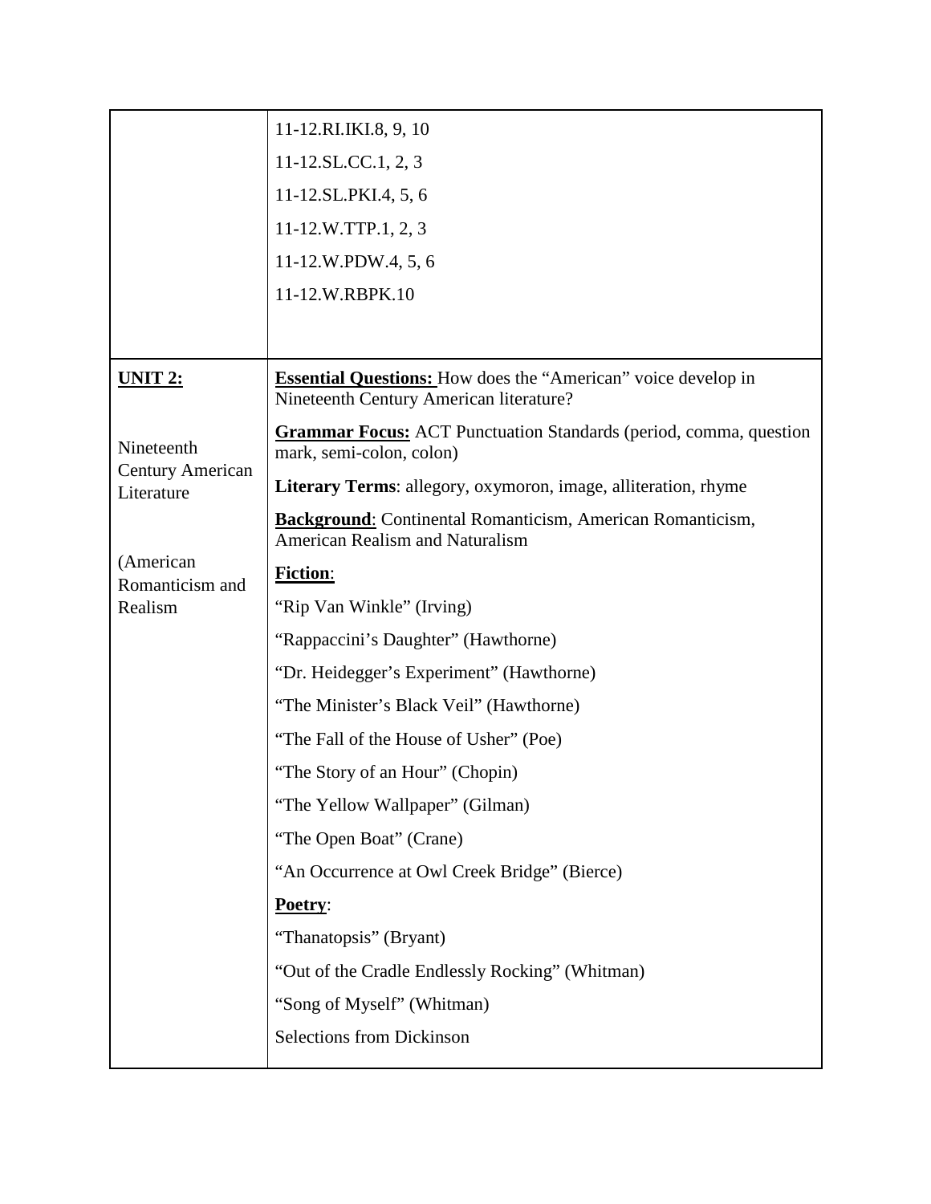| | |
|---|---|
| | 11-12.RI.IKI.8, 9, 10<br>11-12.SL.CC.1, 2, 3<br>11-12.SL.PKI.4, 5, 6<br>11-12.W.TTP.1, 2, 3<br>11-12.W.PDW.4, 5, 6<br>11-12.W.RBPK.10 |
| **UNIT 2:**<br><br>Nineteenth Century American Literature<br><br>(American Romanticism and Realism | **Essential Questions:** How does the "American" voice develop in Nineteenth Century American literature?<br>**Grammar Focus:** ACT Punctuation Standards (period, comma, question mark, semi-colon, colon)<br>**Literary Terms**: allegory, oxymoron, image, alliteration, rhyme<br>**Background**: Continental Romanticism, American Romanticism, American Realism and Naturalism<br>**Fiction**:<br>"Rip Van Winkle" (Irving)<br>"Rappaccini's Daughter" (Hawthorne)<br>"Dr. Heidegger's Experiment" (Hawthorne)<br>"The Minister's Black Veil" (Hawthorne)<br>"The Fall of the House of Usher" (Poe)<br>"The Story of an Hour" (Chopin)<br>"The Yellow Wallpaper" (Gilman)<br>"The Open Boat" (Crane)<br>"An Occurrence at Owl Creek Bridge" (Bierce)<br>**Poetry**:<br>"Thanatopsis" (Bryant)<br>"Out of the Cradle Endlessly Rocking" (Whitman)<br>"Song of Myself" (Whitman)<br>Selections from Dickinson |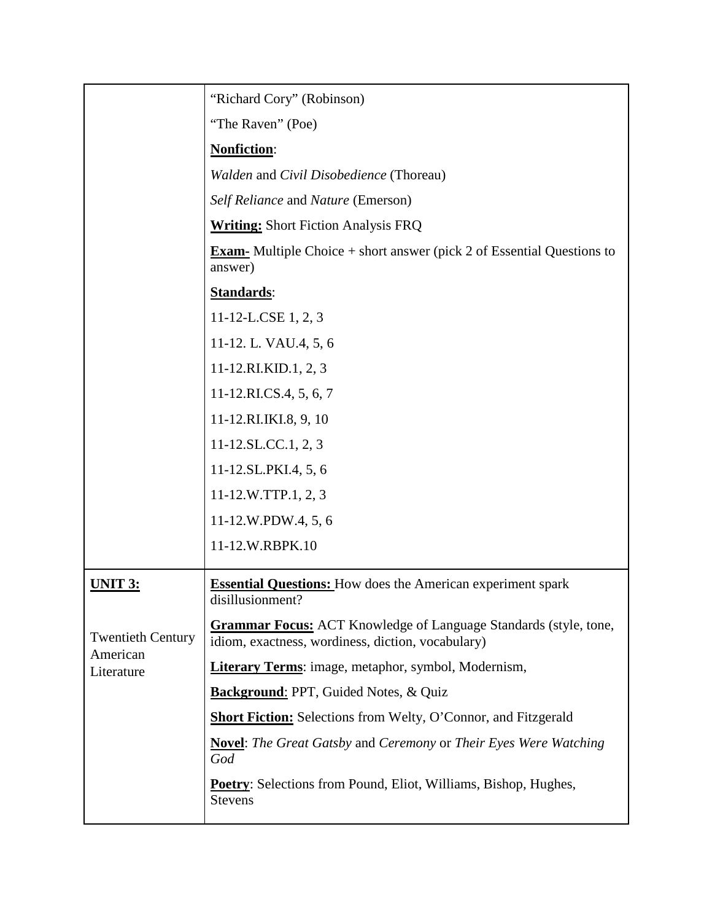| | |
|---|---|
| | "Richard Cory" (Robinson)<br><br>"The Raven" (Poe)<br><br>**Nonfiction**:<br><br>*Walden* and *Civil Disobedience* (Thoreau)<br><br>*Self Reliance* and *Nature* (Emerson)<br><br>**Writing:** Short Fiction Analysis FRQ<br><br>**Exam-** Multiple Choice + short answer (pick 2 of Essential Questions to answer)<br><br>**Standards**:<br><br>11-12-L.CSE 1, 2, 3<br><br>11-12. L. VAU.4, 5, 6<br><br>11-12.RI.KID.1, 2, 3<br><br>11-12.RI.CS.4, 5, 6, 7<br><br>11-12.RI.IKI.8, 9, 10<br><br>11-12.SL.CC.1, 2, 3<br><br>11-12.SL.PKI.4, 5, 6<br><br>11-12.W.TTP.1, 2, 3<br><br>11-12.W.PDW.4, 5, 6<br><br>11-12.W.RBPK.10 |
| **UNIT 3:**<br><br>Twentieth Century American Literature | **Essential Questions:** How does the American experiment spark disillusionment?<br><br>**Grammar Focus:** ACT Knowledge of Language Standards (style, tone, idiom, exactness, wordiness, diction, vocabulary)<br><br>**Literary Terms**: image, metaphor, symbol, Modernism,<br><br>**Background**: PPT, Guided Notes, & Quiz<br><br>**Short Fiction:** Selections from Welty, O'Connor, and Fitzgerald<br><br>**Novel**: *The Great Gatsby* and *Ceremony* or *Their Eyes Were Watching God*<br><br>**Poetry**: Selections from Pound, Eliot, Williams, Bishop, Hughes, Stevens |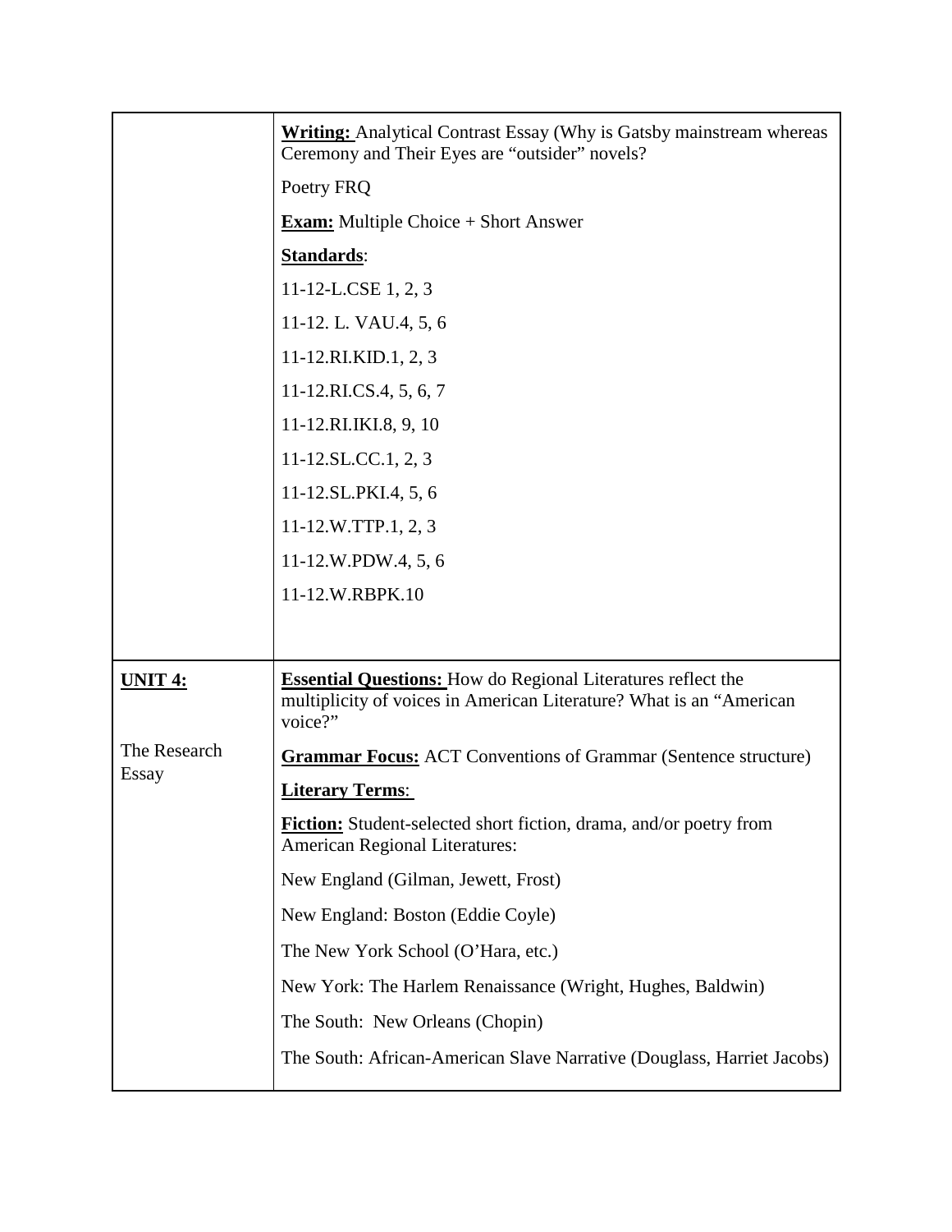| | |
|---|---|
| | **Writing:** Analytical Contrast Essay (Why is Gatsby mainstream whereas Ceremony and Their Eyes are "outsider" novels?<br><br>Poetry FRQ<br><br>**Exam:** Multiple Choice + Short Answer<br><br>**Standards**:<br><br>11-12-L.CSE 1, 2, 3<br><br>11-12. L. VAU.4, 5, 6<br><br>11-12.RI.KID.1, 2, 3<br><br>11-12.RI.CS.4, 5, 6, 7<br><br>11-12.RI.IKI.8, 9, 10<br><br>11-12.SL.CC.1, 2, 3<br><br>11-12.SL.PKI.4, 5, 6<br><br>11-12.W.TTP.1, 2, 3<br><br>11-12.W.PDW.4, 5, 6<br><br>11-12.W.RBPK.10 |
| **UNIT 4:**<br><br>The Research Essay | **Essential Questions:** How do Regional Literatures reflect the multiplicity of voices in American Literature? What is an "American voice?"<br><br>**Grammar Focus:** ACT Conventions of Grammar (Sentence structure)<br><br>**Literary Terms**:<br><br>**Fiction:** Student-selected short fiction, drama, and/or poetry from American Regional Literatures:<br><br>New England (Gilman, Jewett, Frost)<br><br>New England: Boston (Eddie Coyle)<br><br>The New York School (O'Hara, etc.)<br><br>New York: The Harlem Renaissance (Wright, Hughes, Baldwin)<br><br>The South: New Orleans (Chopin)<br><br>The South: African-American Slave Narrative (Douglass, Harriet Jacobs) |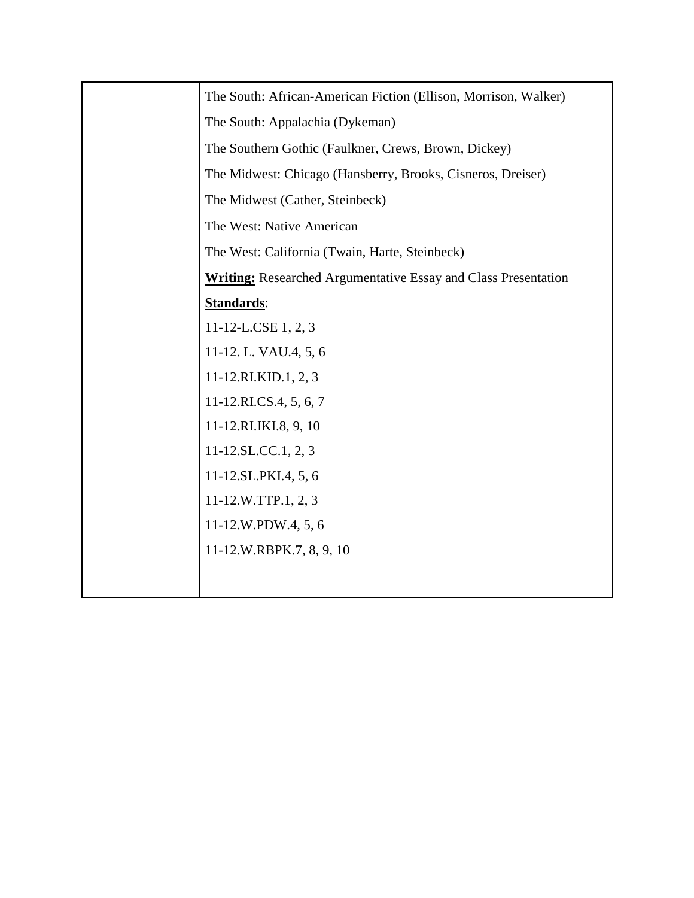| | |
|---|---|
| | The South: African-American Fiction (Ellison, Morrison, Walker)<br>The South: Appalachia (Dykeman)<br>The Southern Gothic (Faulkner, Crews, Brown, Dickey)<br>The Midwest: Chicago (Hansberry, Brooks, Cisneros, Dreiser)<br>The Midwest (Cather, Steinbeck)<br>The West: Native American<br>The West: California (Twain, Harte, Steinbeck)<br>**Writing:** Researched Argumentative Essay and Class Presentation<br>**Standards**:<br>11-12-L.CSE 1, 2, 3<br>11-12. L. VAU.4, 5, 6<br>11-12.RI.KID.1, 2, 3<br>11-12.RI.CS.4, 5, 6, 7<br>11-12.RI.IKI.8, 9, 10<br>11-12.SL.CC.1, 2, 3<br>11-12.SL.PKI.4, 5, 6<br>11-12.W.TTP.1, 2, 3<br>11-12.W.PDW.4, 5, 6<br>11-12.W.RBPK.7, 8, 9, 10 |